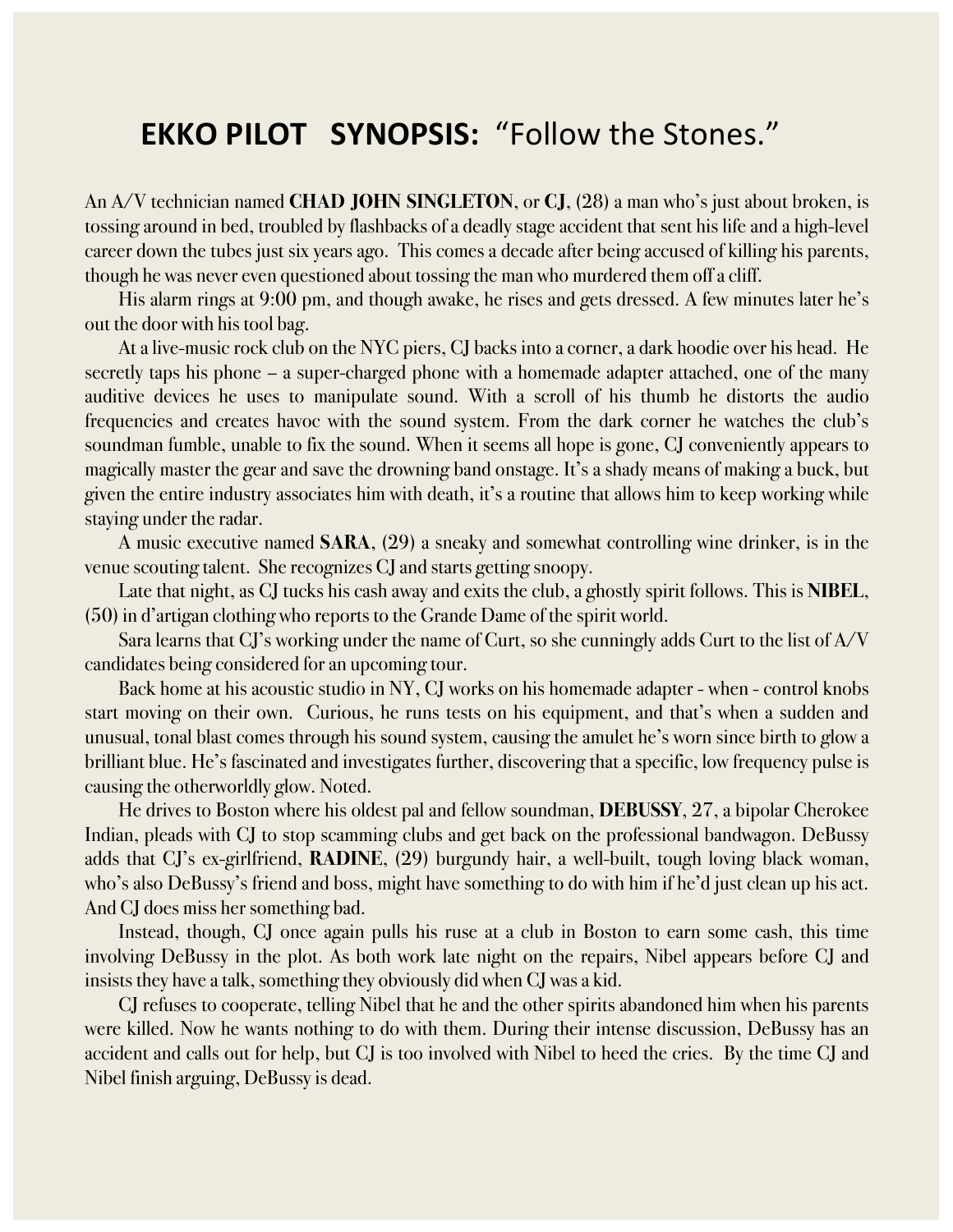# **EKKO PILOT SYNOPSIS:** “Follow the Stones.”

An A/V technician named **CHAD JOHN SINGLETON**, or **CJ**, (28) a man who’s just about broken, is tossing around in bed, troubled by flashbacks of a deadly stage accident that sent his life and a high-level career down the tubes just six years ago. This comes a decade after being accused of killing his parents, though he was never even questioned about tossing the man who murdered them off a cliff.

His alarm rings at 9:00 pm, and though awake, he rises and gets dressed. A few minutes later he’s out the door with his tool bag.

At a live-music rock club on the NYC piers, CJ backs into a corner, a dark hoodie over his head. He secretly taps his phone – a super-charged phone with a homemade adapter attached, one of the many auditive devices he uses to manipulate sound. With a scroll of his thumb he distorts the audio frequencies and creates havoc with the sound system. From the dark corner he watches the club’s soundman fumble, unable to fix the sound. When it seems all hope is gone, CJ conveniently appears to magically master the gear and save the drowning band onstage. It’s a shady means of making a buck, but given the entire industry associates him with death, it’s a routine that allows him to keep working while staying under the radar.

A music executive named **SARA**, (29) a sneaky and somewhat controlling wine drinker, is in the venue scouting talent. She recognizes CJ and starts getting snoopy.

Late that night, as CJ tucks his cash away and exits the club, a ghostly spirit follows. This is **NIBEL**, (50) in d’artigan clothing who reports to the Grande Dame of the spirit world.

Sara learns that CJ’s working under the name of Curt, so she cunningly adds Curt to the list of A/V candidates being considered for an upcoming tour.

Back home at his acoustic studio in NY, CJ works on his homemade adapter - when - control knobs start moving on their own. Curious, he runs tests on his equipment, and that’s when a sudden and unusual, tonal blast comes through his sound system, causing the amulet he’s worn since birth to glow a brilliant blue. He’s fascinated and investigates further, discovering that a specific, low frequency pulse is causing the otherworldly glow. Noted.

He drives to Boston where his oldest pal and fellow soundman, **DEBUSSY**, 27, a bipolar Cherokee Indian, pleads with CJ to stop scamming clubs and get back on the professional bandwagon. DeBussy adds that CJ’s ex-girlfriend, **RADINE**, (29) burgundy hair, a well-built, tough loving black woman, who’s also DeBussy’s friend and boss, might have something to do with him if he’d just clean up his act. And CJ does miss her something bad.

Instead, though, CJ once again pulls his ruse at a club in Boston to earn some cash, this time involving DeBussy in the plot. As both work late night on the repairs, Nibel appears before CJ and insists they have a talk, something they obviously did when CJ was a kid.

CJ refuses to cooperate, telling Nibel that he and the other spirits abandoned him when his parents were killed. Now he wants nothing to do with them. During their intense discussion, DeBussy has an accident and calls out for help, but CJ is too involved with Nibel to heed the cries. By the time CJ and Nibel finish arguing, DeBussy is dead.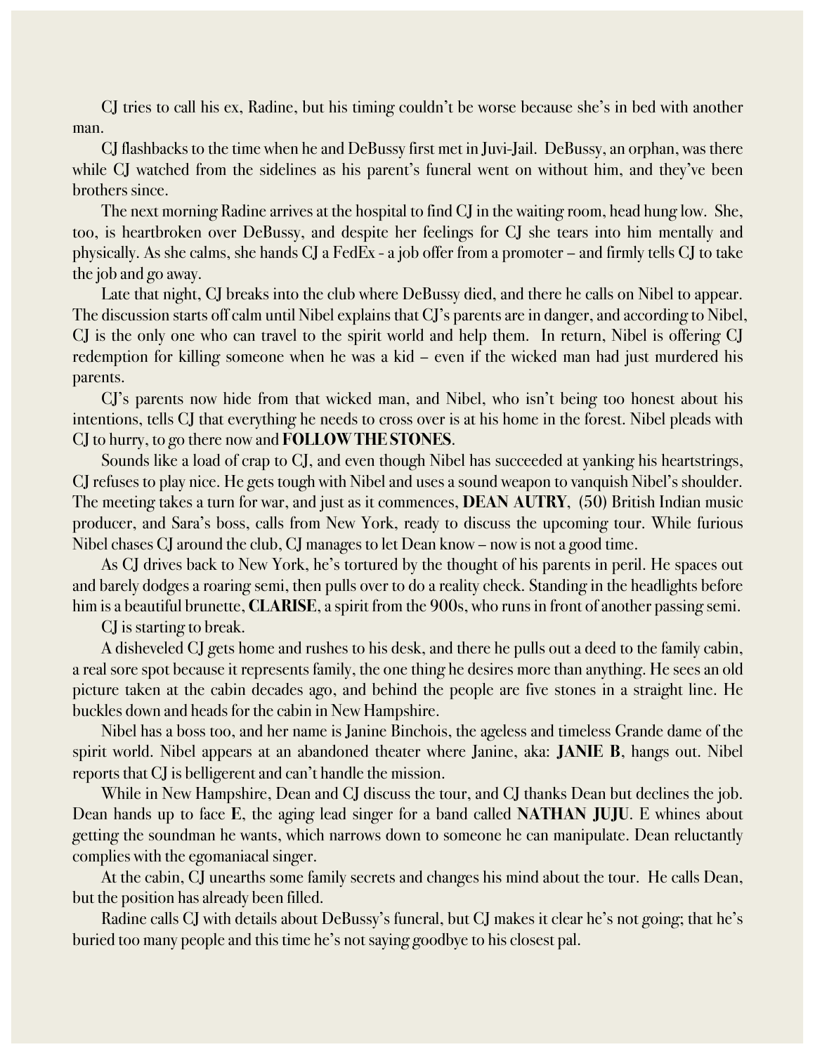CJ tries to call his ex, Radine, but his timing couldn't be worse because she's in bed with another man.

CJ flashbacks to the time when he and DeBussy first met in Juvi-Jail. DeBussy, an orphan, was there while CJ watched from the sidelines as his parent's funeral went on without him, and they've been brothers since.

The next morning Radine arrives at the hospital to find CJ in the waiting room, head hung low. She, too, is heartbroken over DeBussy, and despite her feelings for CJ she tears into him mentally and physically. As she calms, she hands CJ a FedEx - a job offer from a promoter – and firmly tells CJ to take the job and go away.

Late that night, CJ breaks into the club where DeBussy died, and there he calls on Nibel to appear. The discussion starts off calm until Nibel explains that CJ's parents are in danger, and according to Nibel, CJ is the only one who can travel to the spirit world and help them. In return, Nibel is offering CJ redemption for killing someone when he was a kid – even if the wicked man had just murdered his parents.

CJ's parents now hide from that wicked man, and Nibel, who isn't being too honest about his intentions, tells CJ that everything he needs to cross over is at his home in the forest. Nibel pleads with CJ to hurry, to go there now and **FOLLOW THE STONES**.

Sounds like a load of crap to CJ, and even though Nibel has succeeded at yanking his heartstrings, CJ refuses to play nice. He gets tough with Nibel and uses a sound weapon to vanquish Nibel's shoulder. The meeting takes a turn for war, and just as it commences, **DEAN AUTRY**, (50) British Indian music producer, and Sara's boss, calls from New York, ready to discuss the upcoming tour. While furious Nibel chases CJ around the club, CJ manages to let Dean know – now is not a good time.

As CJ drives back to New York, he's tortured by the thought of his parents in peril. He spaces out and barely dodges a roaring semi, then pulls over to do a reality check. Standing in the headlights before him is a beautiful brunette, **CLARISE**, a spirit from the 900s, who runs in front of another passing semi.

CJ is starting to break.

A disheveled CJ gets home and rushes to his desk, and there he pulls out a deed to the family cabin, a real sore spot because it represents family, the one thing he desires more than anything. He sees an old picture taken at the cabin decades ago, and behind the people are five stones in a straight line. He buckles down and heads for the cabin in New Hampshire.

Nibel has a boss too, and her name is Janine Binchois, the ageless and timeless Grande dame of the spirit world. Nibel appears at an abandoned theater where Janine, aka: **JANIE B**, hangs out. Nibel reports that CJ is belligerent and can't handle the mission.

While in New Hampshire, Dean and CJ discuss the tour, and CJ thanks Dean but declines the job. Dean hands up to face **E**, the aging lead singer for a band called **NATHAN JUJU**. E whines about getting the soundman he wants, which narrows down to someone he can manipulate. Dean reluctantly complies with the egomaniacal singer.

At the cabin, CJ unearths some family secrets and changes his mind about the tour. He calls Dean, but the position has already been filled.

Radine calls CJ with details about DeBussy's funeral, but CJ makes it clear he's not going; that he's buried too many people and this time he's not saying goodbye to his closest pal.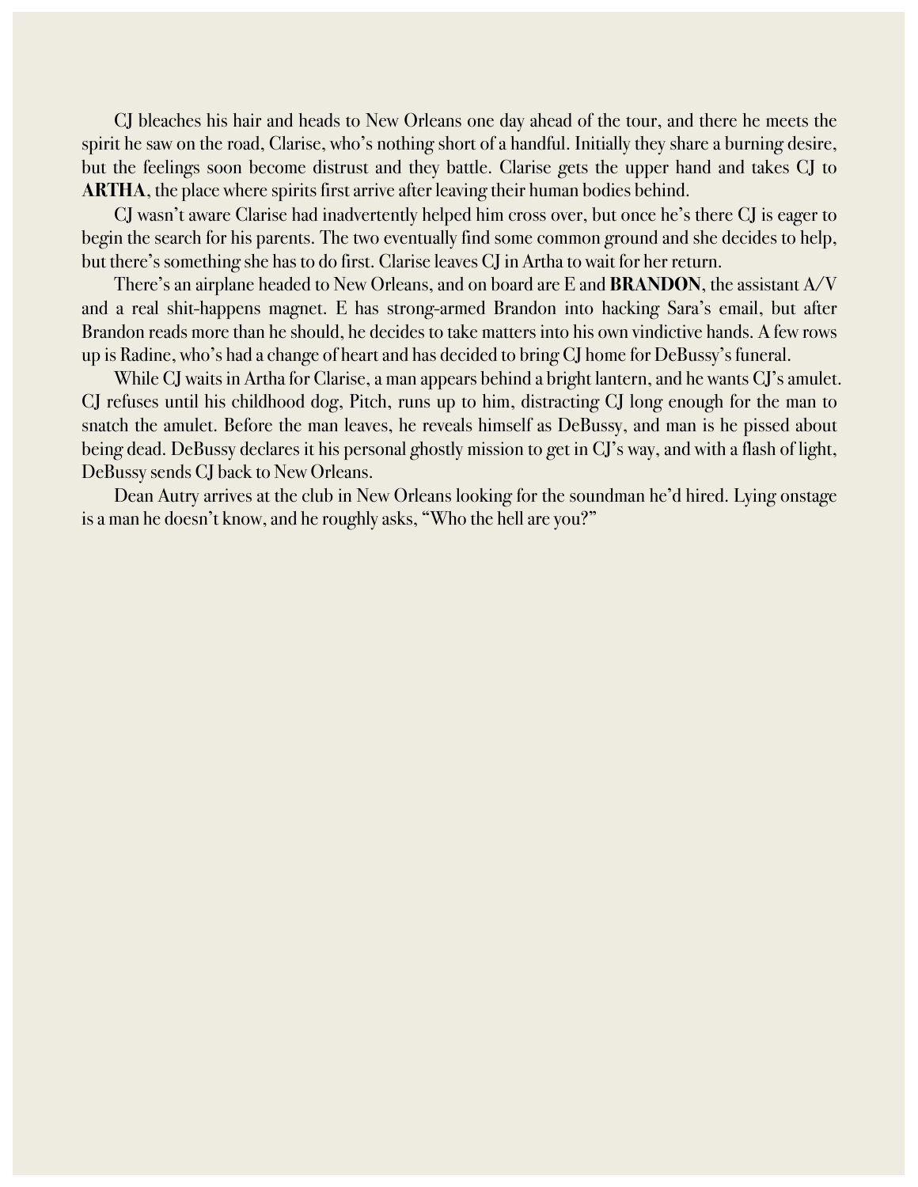CJ bleaches his hair and heads to New Orleans one day ahead of the tour, and there he meets the spirit he saw on the road, Clarise, who's nothing short of a handful. Initially they share a burning desire, but the feelings soon become distrust and they battle. Clarise gets the upper hand and takes CJ to **ARTHA**, the place where spirits first arrive after leaving their human bodies behind.

CJ wasn't aware Clarise had inadvertently helped him cross over, but once he's there CJ is eager to begin the search for his parents. The two eventually find some common ground and she decides to help, but there's something she has to do first. Clarise leaves CJ in Artha to wait for her return.

There's an airplane headed to New Orleans, and on board are E and **BRANDON**, the assistant A/V and a real shit-happens magnet. E has strong-armed Brandon into hacking Sara's email, but after Brandon reads more than he should, he decides to take matters into his own vindictive hands. A few rows up is Radine, who's had a change of heart and has decided to bring CJ home for DeBussy's funeral.

While CJ waits in Artha for Clarise, a man appears behind a bright lantern, and he wants CJ's amulet. CJ refuses until his childhood dog, Pitch, runs up to him, distracting CJ long enough for the man to snatch the amulet. Before the man leaves, he reveals himself as DeBussy, and man is he pissed about being dead. DeBussy declares it his personal ghostly mission to get in CJ's way, and with a flash of light, DeBussy sends CJ back to New Orleans.

Dean Autry arrives at the club in New Orleans looking for the soundman he'd hired. Lying onstage is a man he doesn't know, and he roughly asks, "Who the hell are you?"